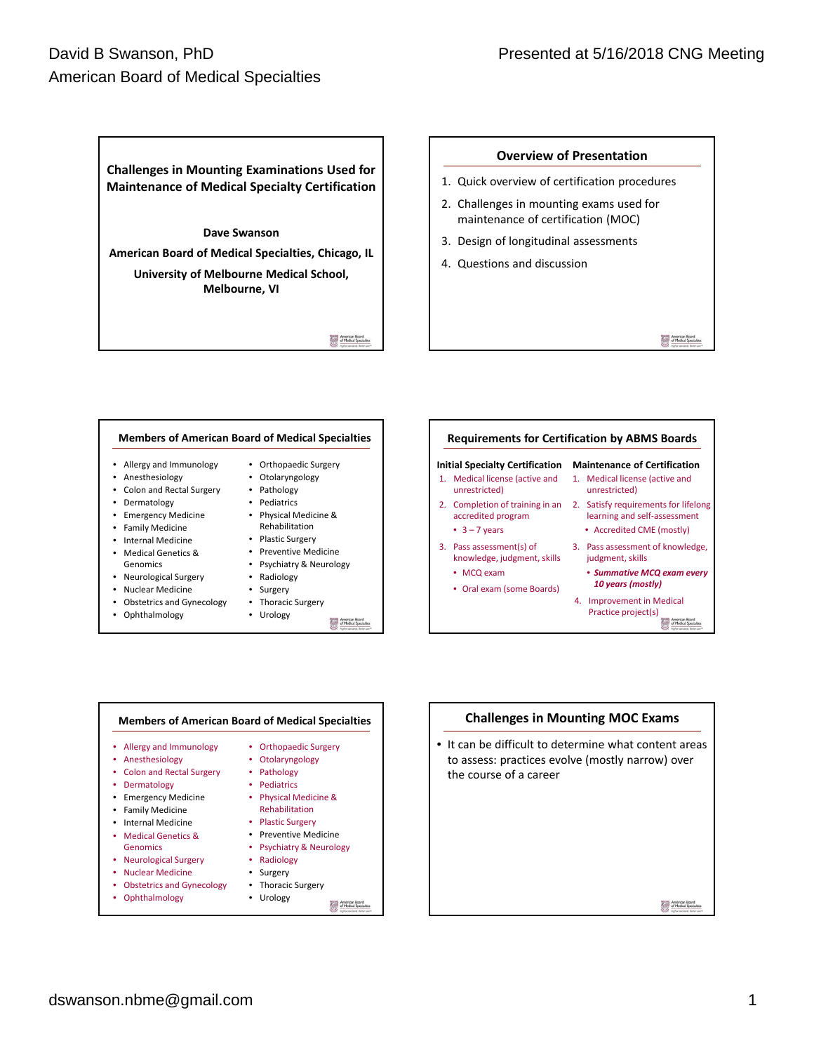David B Swanson, PhD
American Board of Medical Specialties

Presented at 5/16/2018 CNG Meeting

## Challenges in Mounting Examinations Used for Maintenance of Medical Specialty Certification

**Dave Swanson**

**American Board of Medical Specialties, Chicago, IL**

**University of Melbourne Medical School, Melbourne, VI**

## Overview of Presentation

1. Quick overview of certification procedures
2. Challenges in mounting exams used for maintenance of certification (MOC)
3. Design of longitudinal assessments
4. Questions and discussion

## Members of American Board of Medical Specialties

- Allergy and Immunology
- Anesthesiology
- Colon and Rectal Surgery
- Dermatology
- Emergency Medicine
- Family Medicine
- Internal Medicine
- Medical Genetics & Genomics
- Neurological Surgery
- Nuclear Medicine
- Obstetrics and Gynecology
- Ophthalmology
- Orthopaedic Surgery
- Otolaryngology
- Pathology
- Pediatrics
- Physical Medicine & Rehabilitation
- Plastic Surgery
- Preventive Medicine
- Psychiatry & Neurology
- Radiology
- Surgery
- Thoracic Surgery
- Urology

## Requirements for Certification by ABMS Boards

**Initial Specialty Certification**

1. Medical license (active and unrestricted)
2. Completion of training in an accredited program
   - 3 – 7 years
3. Pass assessment(s) of knowledge, judgment, skills
   - MCQ exam
   - Oral exam (some Boards)

**Maintenance of Certification**

1. Medical license (active and unrestricted)
2. Satisfy requirements for lifelong learning and self-assessment
   - Accredited CME (mostly)
3. Pass assessment of knowledge, judgment, skills
   - ***Summative MCQ exam every 10 years (mostly)***
4. Improvement in Medical Practice project(s)

## Members of American Board of Medical Specialties

- Allergy and Immunology
- Anesthesiology
- Colon and Rectal Surgery
- Dermatology
- Emergency Medicine
- Family Medicine
- Internal Medicine
- Medical Genetics & Genomics
- Neurological Surgery
- Nuclear Medicine
- Obstetrics and Gynecology
- Ophthalmology
- Orthopaedic Surgery
- Otolaryngology
- Pathology
- Pediatrics
- Physical Medicine & Rehabilitation
- Plastic Surgery
- Preventive Medicine
- Psychiatry & Neurology
- Radiology
- Surgery
- Thoracic Surgery
- Urology

## Challenges in Mounting MOC Exams

- It can be difficult to determine what content areas to assess: practices evolve (mostly narrow) over the course of a career

dswanson.nbme@gmail.com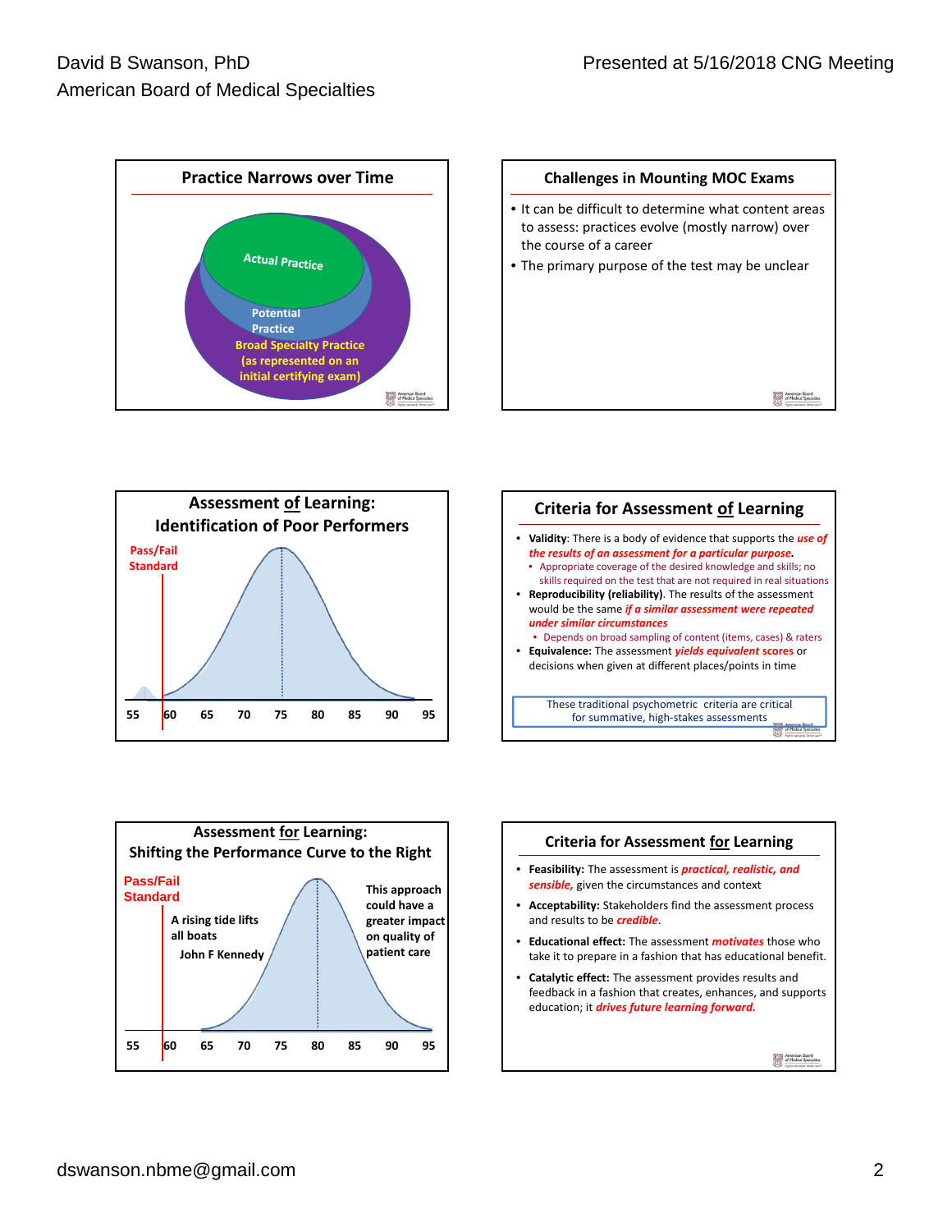## Practice Narrows over Time

Actual Practice

Potential Practice

Broad Specialty Practice (as represented on an initial certifying exam)

## Challenges in Mounting MOC Exams

- It can be difficult to determine what content areas to assess: practices evolve (mostly narrow) over the course of a career
- The primary purpose of the test may be unclear

## Assessment of Learning: Identification of Poor Performers

Pass/Fail Standard

55 60 65 70 75 80 85 90 95

## Criteria for Assessment of Learning

- **Validity**: There is a body of evidence that supports the ***use of the results of an assessment for a particular purpose.***
  - Appropriate coverage of the desired knowledge and skills; no skills required on the test that are not required in real situations
- **Reproducibility (reliability)**. The results of the assessment would be the same ***if a similar assessment were repeated under similar circumstances***
  - Depends on broad sampling of content (items, cases) & raters
- **Equivalence:** The assessment ***yields equivalent scores*** or decisions when given at different places/points in time

These traditional psychometric criteria are critical for summative, high-stakes assessments

## Assessment for Learning: Shifting the Performance Curve to the Right

Pass/Fail Standard

A rising tide lifts all boats

John F Kennedy

This approach could have a greater impact on quality of patient care

55 60 65 70 75 80 85 90 95

## Criteria for Assessment for Learning

- **Feasibility:** The assessment is ***practical, realistic, and sensible,*** given the circumstances and context
- **Acceptability:** Stakeholders find the assessment process and results to be ***credible***.
- **Educational effect:** The assessment ***motivates*** those who take it to prepare in a fashion that has educational benefit.
- **Catalytic effect:** The assessment provides results and feedback in a fashion that creates, enhances, and supports education; it ***drives future learning forward.***

dswanson.nbme@gmail.com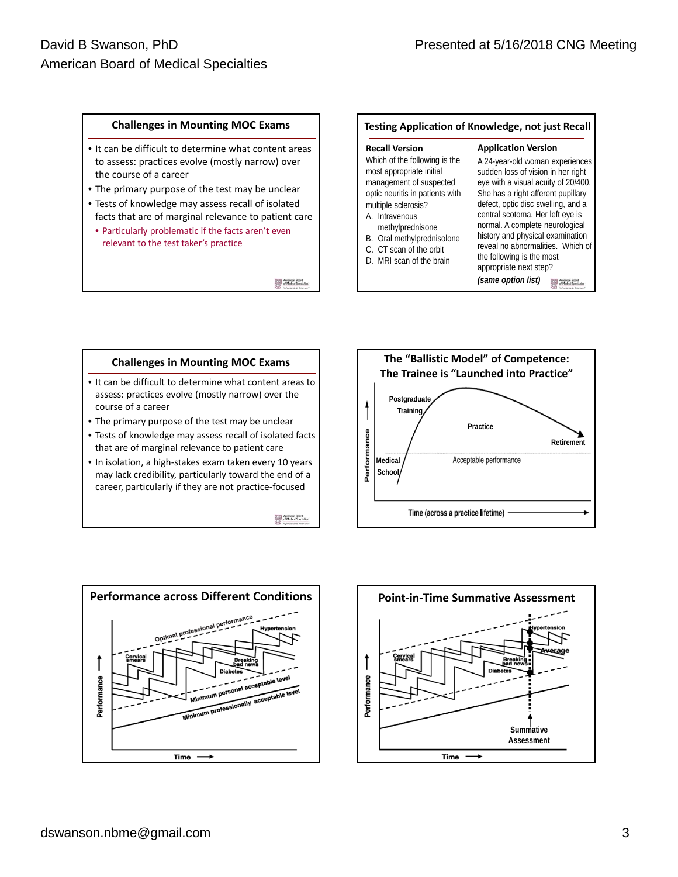## Challenges in Mounting MOC Exams

- It can be difficult to determine what content areas to assess: practices evolve (mostly narrow) over the course of a career
- The primary purpose of the test may be unclear
- Tests of knowledge may assess recall of isolated facts that are of marginal relevance to patient care
  - Particularly problematic if the facts aren't even relevant to the test taker's practice

## Testing Application of Knowledge, not just Recall

**Recall Version**

Which of the following is the most appropriate initial management of suspected optic neuritis in patients with multiple sclerosis?

A. Intravenous methylprednisone
B. Oral methylprednisolone
C. CT scan of the orbit
D. MRI scan of the brain

**Application Version**

A 24-year-old woman experiences sudden loss of vision in her right eye with a visual acuity of 20/400. She has a right afferent pupillary defect, optic disc swelling, and a central scotoma. Her left eye is normal. A complete neurological history and physical examination reveal no abnormalities. Which of the following is the most appropriate next step?

*(same option list)*

## Challenges in Mounting MOC Exams

- It can be difficult to determine what content areas to assess: practices evolve (mostly narrow) over the course of a career
- The primary purpose of the test may be unclear
- Tests of knowledge may assess recall of isolated facts that are of marginal relevance to patient care
- In isolation, a high-stakes exam taken every 10 years may lack credibility, particularly toward the end of a career, particularly if they are not practice-focused

## The "Ballistic Model" of Competence: The Trainee is "Launched into Practice"

Performance; Medical School; Postgraduate Training; Practice; Retirement; Acceptable performance; Time (across a practice lifetime)

## Performance across Different Conditions

Performance; Optimal professional performance; Hypertension; Cervical smears; Breaking bad news; Diabetes; Minimum personal acceptable level; Minimum professionally acceptable level; Time

## Point-in-Time Summative Assessment

Performance; Hypertension; Average; Cervical smears; Breaking bad news; Diabetes; Summative Assessment; Time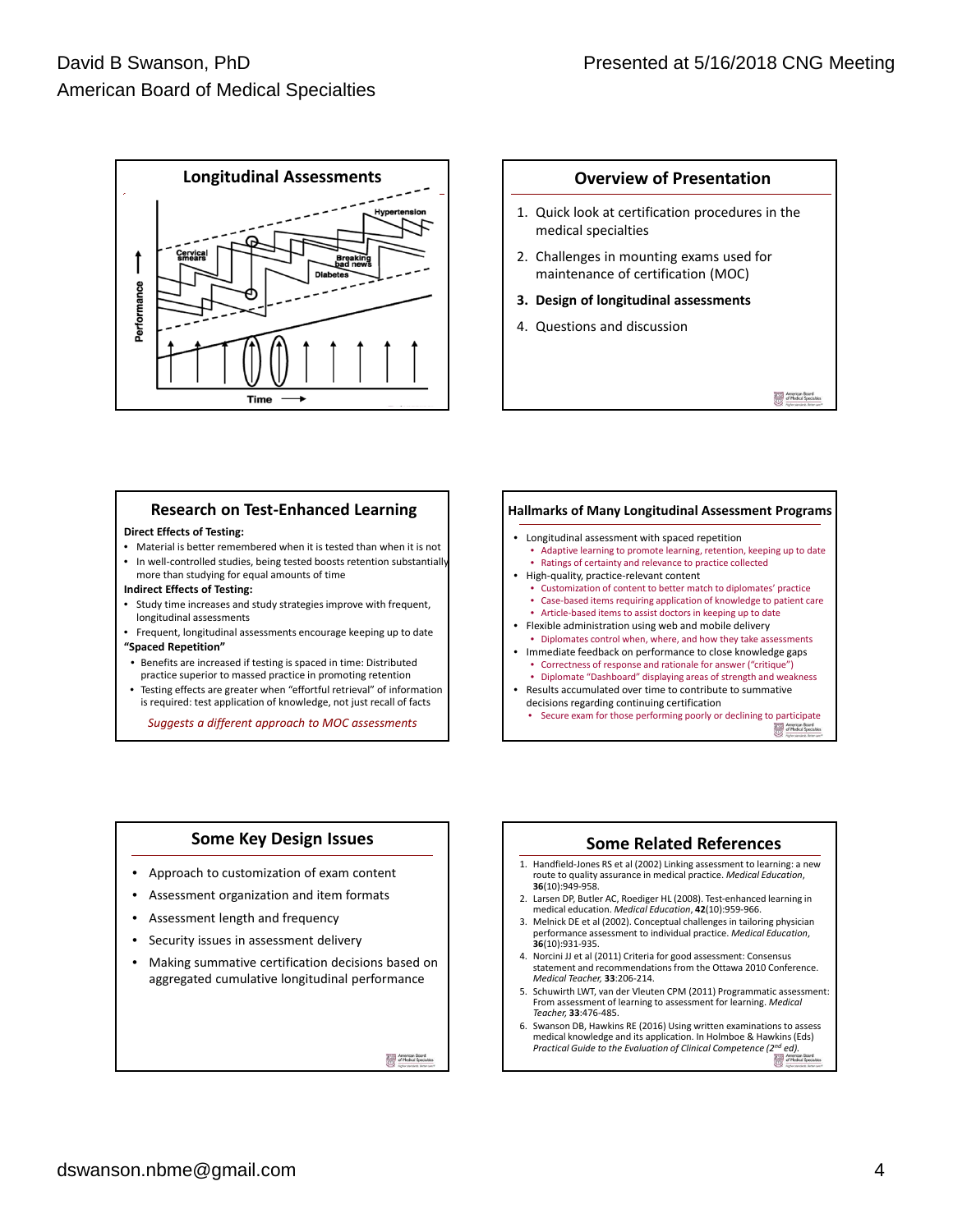## Longitudinal Assessments

Hypertension

Cervical smears

Breaking bad news

Diabetes

Performance

Time

## Overview of Presentation

1. Quick look at certification procedures in the medical specialties
2. Challenges in mounting exams used for maintenance of certification (MOC)
3. **Design of longitudinal assessments**
4. Questions and discussion

## Research on Test-Enhanced Learning

**Direct Effects of Testing:**

- Material is better remembered when it is tested than when it is not
- In well-controlled studies, being tested boosts retention substantially more than studying for equal amounts of time

**Indirect Effects of Testing:**

- Study time increases and study strategies improve with frequent, longitudinal assessments
- Frequent, longitudinal assessments encourage keeping up to date

**"Spaced Repetition"**

- Benefits are increased if testing is spaced in time: Distributed practice superior to massed practice in promoting retention
- Testing effects are greater when "effortful retrieval" of information is required: test application of knowledge, not just recall of facts

*Suggests a different approach to MOC assessments*

## Hallmarks of Many Longitudinal Assessment Programs

- Longitudinal assessment with spaced repetition
  - Adaptive learning to promote learning, retention, keeping up to date
  - Ratings of certainty and relevance to practice collected
- High-quality, practice-relevant content
  - Customization of content to better match to diplomates' practice
  - Case-based items requiring application of knowledge to patient care
  - Article-based items to assist doctors in keeping up to date
- Flexible administration using web and mobile delivery
  - Diplomates control when, where, and how they take assessments
- Immediate feedback on performance to close knowledge gaps
  - Correctness of response and rationale for answer ("critique")
  - Diplomate "Dashboard" displaying areas of strength and weakness
- Results accumulated over time to contribute to summative decisions regarding continuing certification
  - Secure exam for those performing poorly or declining to participate

## Some Key Design Issues

- Approach to customization of exam content
- Assessment organization and item formats
- Assessment length and frequency
- Security issues in assessment delivery
- Making summative certification decisions based on aggregated cumulative longitudinal performance

## Some Related References

1. Handfield-Jones RS et al (2002) Linking assessment to learning: a new route to quality assurance in medical practice. *Medical Education*, **36**(10):949-958.
2. Larsen DP, Butler AC, Roediger HL (2008). Test-enhanced learning in medical education. *Medical Education*, **42**(10):959-966.
3. Melnick DE et al (2002). Conceptual challenges in tailoring physician performance assessment to individual practice. *Medical Education*, **36**(10):931-935.
4. Norcini JJ et al (2011) Criteria for good assessment: Consensus statement and recommendations from the Ottawa 2010 Conference. *Medical Teacher,* **33**:206-214.
5. Schuwirth LWT, van der Vleuten CPM (2011) Programmatic assessment: From assessment of learning to assessment for learning. *Medical Teacher,* **33**:476-485.
6. Swanson DB, Hawkins RE (2016) Using written examinations to assess medical knowledge and its application. In Holmboe & Hawkins (Eds) *Practical Guide to the Evaluation of Clinical Competence (2nd ed).*

dswanson.nbme@gmail.com